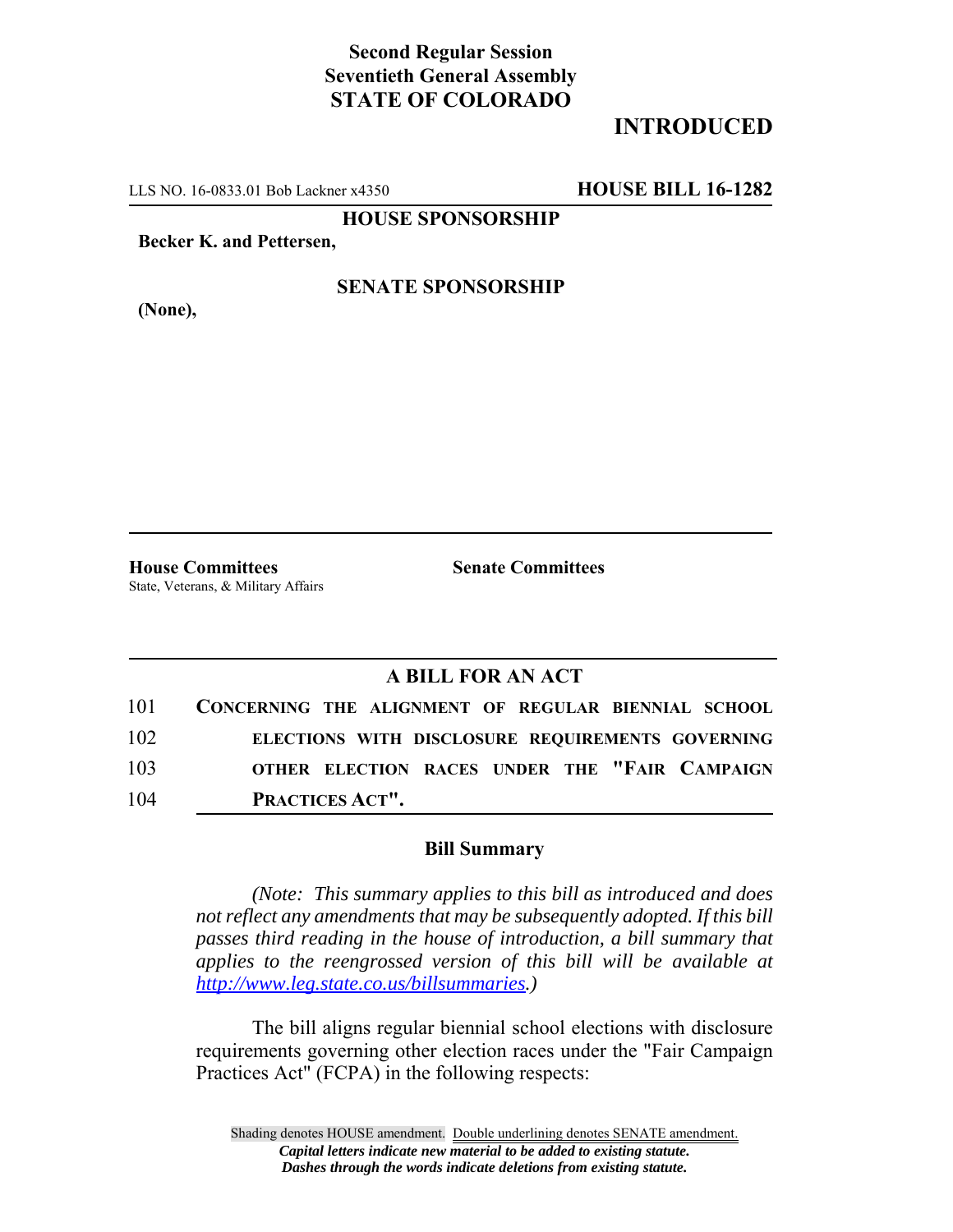**Second Regular Session**
**Seventieth General Assembly**
**STATE OF COLORADO**

**INTRODUCED**

LLS NO. 16-0833.01 Bob Lackner x4350 **HOUSE BILL 16-1282**

**HOUSE SPONSORSHIP**

**Becker K. and Pettersen,**

**SENATE SPONSORSHIP**

**(None),**

**House Committees**
State, Veterans, & Military Affairs

**Senate Committees**

## A BILL FOR AN ACT

101 **CONCERNING THE ALIGNMENT OF REGULAR BIENNIAL SCHOOL**
102 **ELECTIONS WITH DISCLOSURE REQUIREMENTS GOVERNING**
103 **OTHER ELECTION RACES UNDER THE "FAIR CAMPAIGN**
104 **PRACTICES ACT".**

### Bill Summary

*(Note: This summary applies to this bill as introduced and does not reflect any amendments that may be subsequently adopted. If this bill passes third reading in the house of introduction, a bill summary that applies to the reengrossed version of this bill will be available at http://www.leg.state.co.us/billsummaries.)*

The bill aligns regular biennial school elections with disclosure requirements governing other election races under the "Fair Campaign Practices Act" (FCPA) in the following respects:

Shading denotes HOUSE amendment. Double underlining denotes SENATE amendment.
*Capital letters indicate new material to be added to existing statute.*
*Dashes through the words indicate deletions from existing statute.*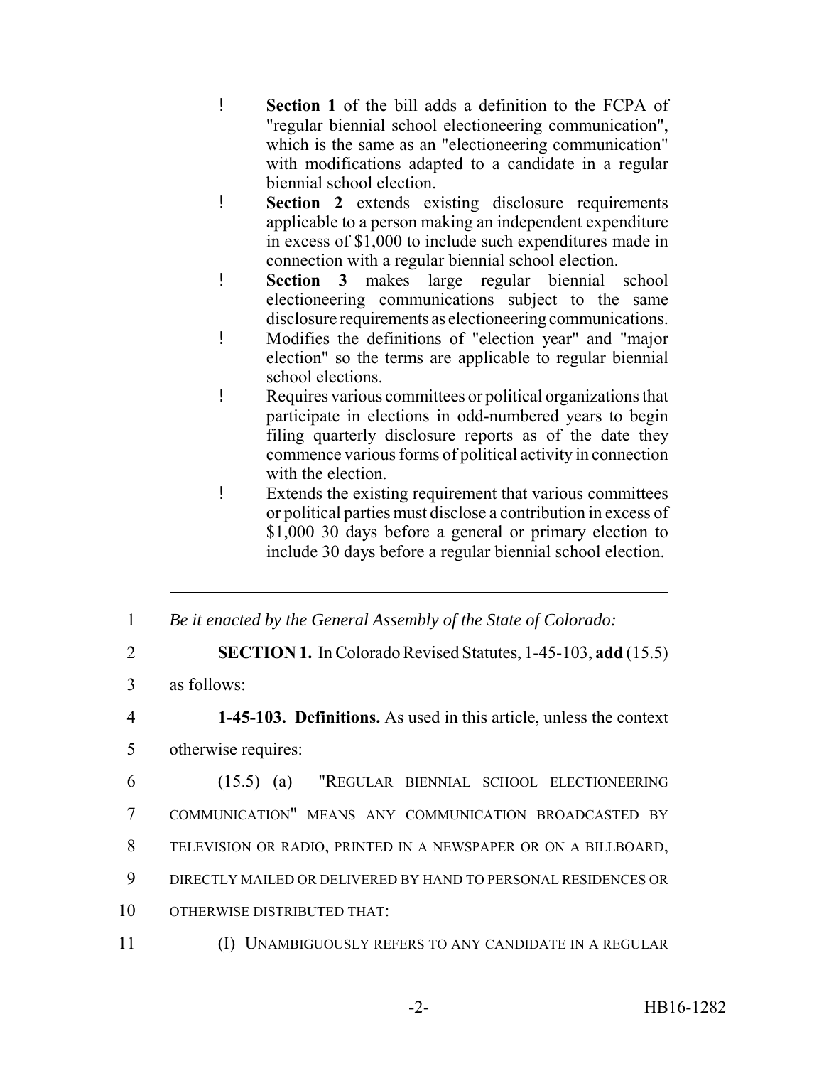- **Section 1** of the bill adds a definition to the FCPA of "regular biennial school electioneering communication", which is the same as an "electioneering communication" with modifications adapted to a candidate in a regular biennial school election.
- **Section 2** extends existing disclosure requirements applicable to a person making an independent expenditure in excess of $1,000 to include such expenditures made in connection with a regular biennial school election.
- **Section 3** makes large regular biennial school electioneering communications subject to the same disclosure requirements as electioneering communications.
- Modifies the definitions of "election year" and "major election" so the terms are applicable to regular biennial school elections.
- Requires various committees or political organizations that participate in elections in odd-numbered years to begin filing quarterly disclosure reports as of the date they commence various forms of political activity in connection with the election.
- Extends the existing requirement that various committees or political parties must disclose a contribution in excess of $1,000 30 days before a general or primary election to include 30 days before a regular biennial school election.

---

1 *Be it enacted by the General Assembly of the State of Colorado:*

2 **SECTION 1.** In Colorado Revised Statutes, 1-45-103, **add** (15.5)
3 as follows:

4 **1-45-103. Definitions.** As used in this article, unless the context
5 otherwise requires:

6 (15.5) (a) "REGULAR BIENNIAL SCHOOL ELECTIONEERING
7 COMMUNICATION" MEANS ANY COMMUNICATION BROADCASTED BY
8 TELEVISION OR RADIO, PRINTED IN A NEWSPAPER OR ON A BILLBOARD,
9 DIRECTLY MAILED OR DELIVERED BY HAND TO PERSONAL RESIDENCES OR
10 OTHERWISE DISTRIBUTED THAT:

11 (I) UNAMBIGUOUSLY REFERS TO ANY CANDIDATE IN A REGULAR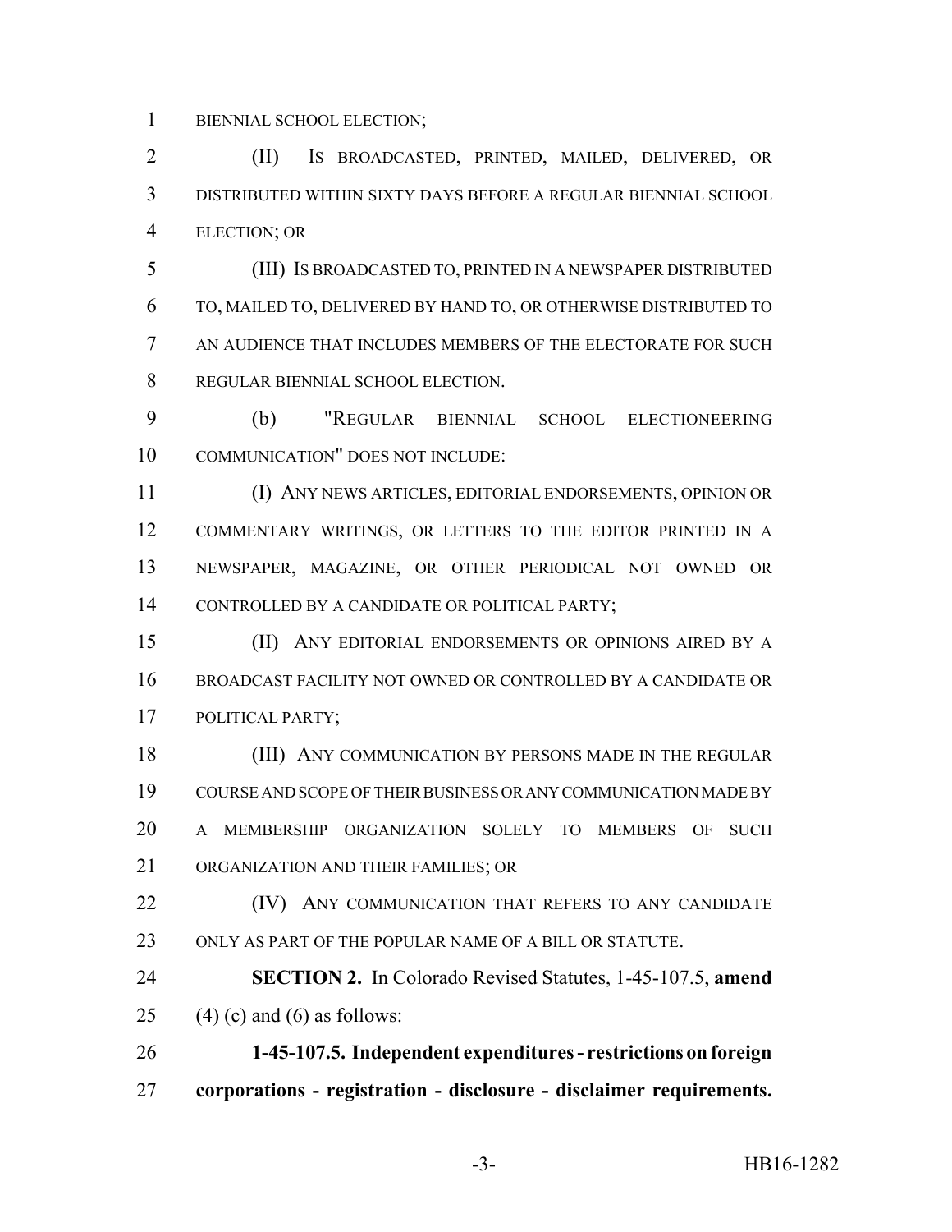BIENNIAL SCHOOL ELECTION;

(II) IS BROADCASTED, PRINTED, MAILED, DELIVERED, OR DISTRIBUTED WITHIN SIXTY DAYS BEFORE A REGULAR BIENNIAL SCHOOL ELECTION; OR

(III) IS BROADCASTED TO, PRINTED IN A NEWSPAPER DISTRIBUTED TO, MAILED TO, DELIVERED BY HAND TO, OR OTHERWISE DISTRIBUTED TO AN AUDIENCE THAT INCLUDES MEMBERS OF THE ELECTORATE FOR SUCH REGULAR BIENNIAL SCHOOL ELECTION.

(b) "REGULAR BIENNIAL SCHOOL ELECTIONEERING COMMUNICATION" DOES NOT INCLUDE:

(I) ANY NEWS ARTICLES, EDITORIAL ENDORSEMENTS, OPINION OR COMMENTARY WRITINGS, OR LETTERS TO THE EDITOR PRINTED IN A NEWSPAPER, MAGAZINE, OR OTHER PERIODICAL NOT OWNED OR CONTROLLED BY A CANDIDATE OR POLITICAL PARTY;

(II) ANY EDITORIAL ENDORSEMENTS OR OPINIONS AIRED BY A BROADCAST FACILITY NOT OWNED OR CONTROLLED BY A CANDIDATE OR POLITICAL PARTY;

(III) ANY COMMUNICATION BY PERSONS MADE IN THE REGULAR COURSE AND SCOPE OF THEIR BUSINESS OR ANY COMMUNICATION MADE BY A MEMBERSHIP ORGANIZATION SOLELY TO MEMBERS OF SUCH ORGANIZATION AND THEIR FAMILIES; OR

(IV) ANY COMMUNICATION THAT REFERS TO ANY CANDIDATE ONLY AS PART OF THE POPULAR NAME OF A BILL OR STATUTE.

**SECTION 2.** In Colorado Revised Statutes, 1-45-107.5, **amend** (4) (c) and (6) as follows:

**1-45-107.5. Independent expenditures - restrictions on foreign corporations - registration - disclosure - disclaimer requirements.**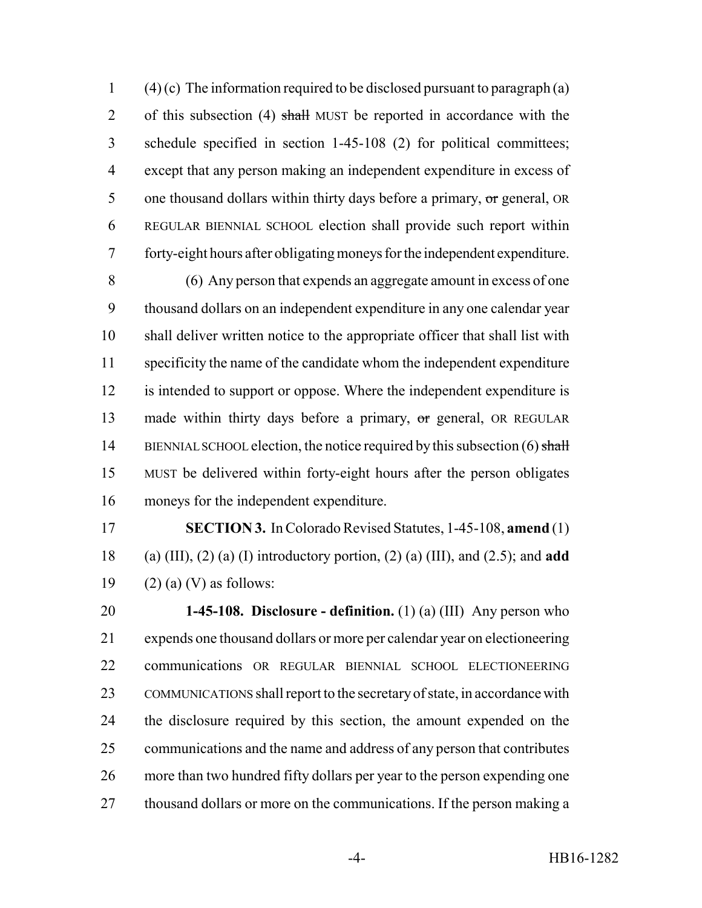(4) (c) The information required to be disclosed pursuant to paragraph (a) of this subsection (4) ~~shall~~ MUST be reported in accordance with the schedule specified in section 1-45-108 (2) for political committees; except that any person making an independent expenditure in excess of one thousand dollars within thirty days before a primary, ~~or~~ general, OR REGULAR BIENNIAL SCHOOL election shall provide such report within forty-eight hours after obligating moneys for the independent expenditure.

(6) Any person that expends an aggregate amount in excess of one thousand dollars on an independent expenditure in any one calendar year shall deliver written notice to the appropriate officer that shall list with specificity the name of the candidate whom the independent expenditure is intended to support or oppose. Where the independent expenditure is made within thirty days before a primary, ~~or~~ general, OR REGULAR BIENNIAL SCHOOL election, the notice required by this subsection (6) ~~shall~~ MUST be delivered within forty-eight hours after the person obligates moneys for the independent expenditure.

**SECTION 3.** In Colorado Revised Statutes, 1-45-108, **amend** (1) (a) (III), (2) (a) (I) introductory portion, (2) (a) (III), and (2.5); and **add** (2) (a) (V) as follows:

**1-45-108. Disclosure - definition.** (1) (a) (III) Any person who expends one thousand dollars or more per calendar year on electioneering communications OR REGULAR BIENNIAL SCHOOL ELECTIONEERING COMMUNICATIONS shall report to the secretary of state, in accordance with the disclosure required by this section, the amount expended on the communications and the name and address of any person that contributes more than two hundred fifty dollars per year to the person expending one thousand dollars or more on the communications. If the person making a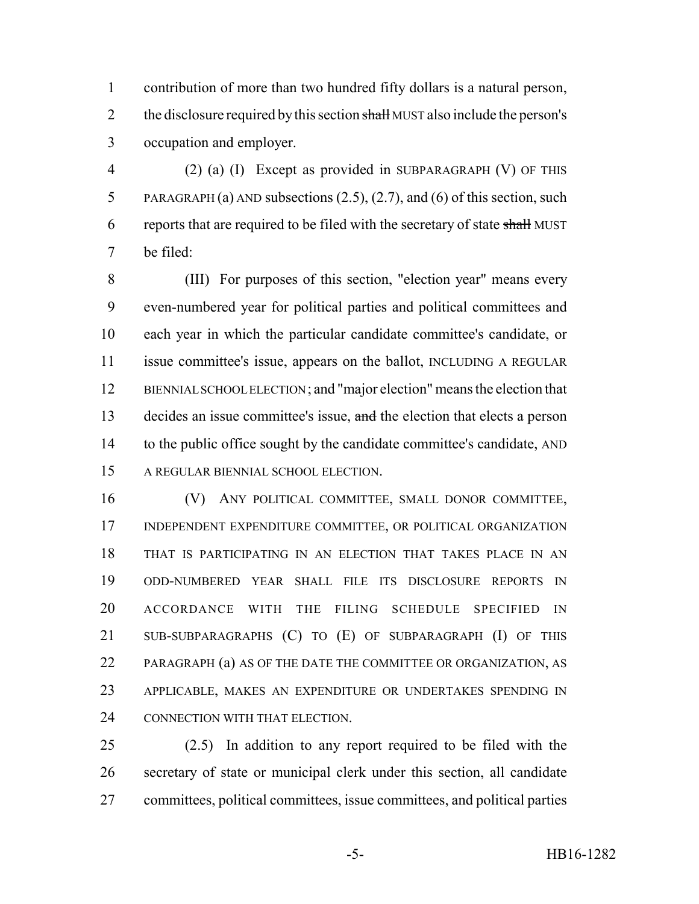contribution of more than two hundred fifty dollars is a natural person, the disclosure required by this section ~~shall~~ MUST also include the person's occupation and employer.

(2) (a) (I) Except as provided in SUBPARAGRAPH (V) OF THIS PARAGRAPH (a) AND subsections (2.5), (2.7), and (6) of this section, such reports that are required to be filed with the secretary of state ~~shall~~ MUST be filed:

(III) For purposes of this section, "election year" means every even-numbered year for political parties and political committees and each year in which the particular candidate committee's candidate, or issue committee's issue, appears on the ballot, INCLUDING A REGULAR BIENNIAL SCHOOL ELECTION; and "major election" means the election that decides an issue committee's issue, ~~and~~ the election that elects a person to the public office sought by the candidate committee's candidate, AND A REGULAR BIENNIAL SCHOOL ELECTION.

(V) ANY POLITICAL COMMITTEE, SMALL DONOR COMMITTEE, INDEPENDENT EXPENDITURE COMMITTEE, OR POLITICAL ORGANIZATION THAT IS PARTICIPATING IN AN ELECTION THAT TAKES PLACE IN AN ODD-NUMBERED YEAR SHALL FILE ITS DISCLOSURE REPORTS IN ACCORDANCE WITH THE FILING SCHEDULE SPECIFIED IN SUB-SUBPARAGRAPHS (C) TO (E) OF SUBPARAGRAPH (I) OF THIS PARAGRAPH (a) AS OF THE DATE THE COMMITTEE OR ORGANIZATION, AS APPLICABLE, MAKES AN EXPENDITURE OR UNDERTAKES SPENDING IN CONNECTION WITH THAT ELECTION.

(2.5) In addition to any report required to be filed with the secretary of state or municipal clerk under this section, all candidate committees, political committees, issue committees, and political parties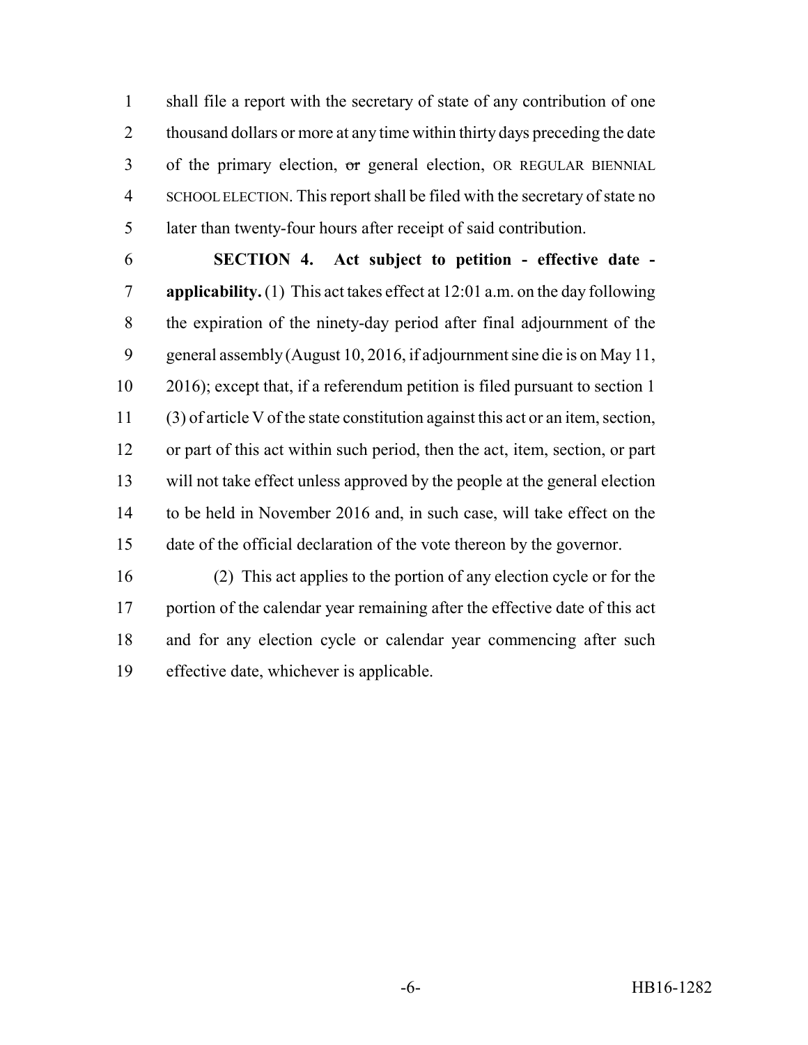shall file a report with the secretary of state of any contribution of one thousand dollars or more at any time within thirty days preceding the date of the primary election, ~~or~~ general election, OR REGULAR BIENNIAL SCHOOL ELECTION. This report shall be filed with the secretary of state no later than twenty-four hours after receipt of said contribution.

**SECTION 4. Act subject to petition - effective date - applicability.** (1) This act takes effect at 12:01 a.m. on the day following the expiration of the ninety-day period after final adjournment of the general assembly (August 10, 2016, if adjournment sine die is on May 11, 2016); except that, if a referendum petition is filed pursuant to section 1 (3) of article V of the state constitution against this act or an item, section, or part of this act within such period, then the act, item, section, or part will not take effect unless approved by the people at the general election to be held in November 2016 and, in such case, will take effect on the date of the official declaration of the vote thereon by the governor.

(2) This act applies to the portion of any election cycle or for the portion of the calendar year remaining after the effective date of this act and for any election cycle or calendar year commencing after such effective date, whichever is applicable.